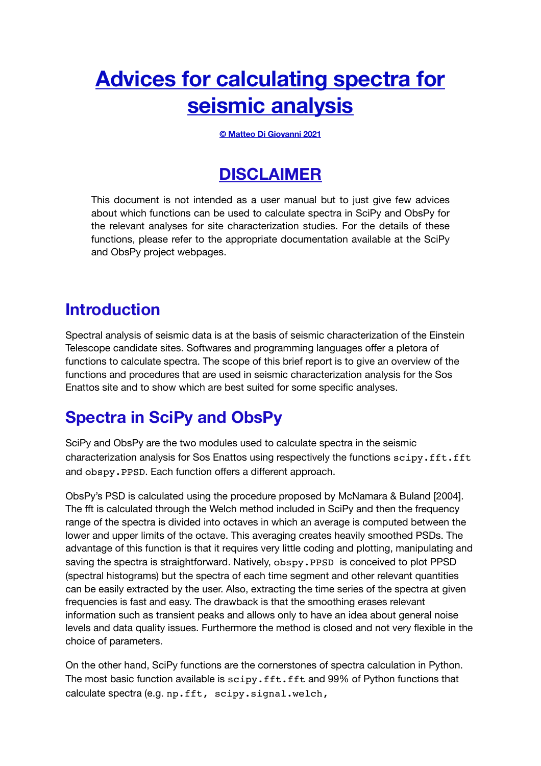# Advices for calculating spectra for seismic analysis

**© Matteo Di Giovanni 2021**

## DISCLAIMER

This document is not intended as a user manual but to just give few advices about which functions can be used to calculate spectra in SciPy and ObsPy for the relevant analyses for site characterization studies. For the details of these functions, please refer to the appropriate documentation available at the SciPy and ObsPy project webpages.

## Introduction

Spectral analysis of seismic data is at the basis of seismic characterization of the Einstein Telescope candidate sites. Softwares and programming languages offer a pletora of functions to calculate spectra. The scope of this brief report is to give an overview of the functions and procedures that are used in seismic characterization analysis for the Sos Enattos site and to show which are best suited for some specific analyses.

## Spectra in SciPy and ObsPy

SciPy and ObsPy are the two modules used to calculate spectra in the seismic characterization analysis for Sos Enattos using respectively the functions `scipy.fft.fft` and `obspy.PPSD`. Each function offers a different approach.

ObsPy's PSD is calculated using the procedure proposed by McNamara & Buland [2004]. The fft is calculated through the Welch method included in SciPy and then the frequency range of the spectra is divided into octaves in which an average is computed between the lower and upper limits of the octave. This averaging creates heavily smoothed PSDs. The advantage of this function is that it requires very little coding and plotting, manipulating and saving the spectra is straightforward. Natively, `obspy.PPSD` is conceived to plot PPSD (spectral histograms) but the spectra of each time segment and other relevant quantities can be easily extracted by the user. Also, extracting the time series of the spectra at given frequencies is fast and easy. The drawback is that the smoothing erases relevant information such as transient peaks and allows only to have an idea about general noise levels and data quality issues. Furthermore the method is closed and not very flexible in the choice of parameters.

On the other hand, SciPy functions are the cornerstones of spectra calculation in Python. The most basic function available is `scipy.fft.fft` and 99% of Python functions that calculate spectra (e.g. `np.fft, scipy.signal.welch,`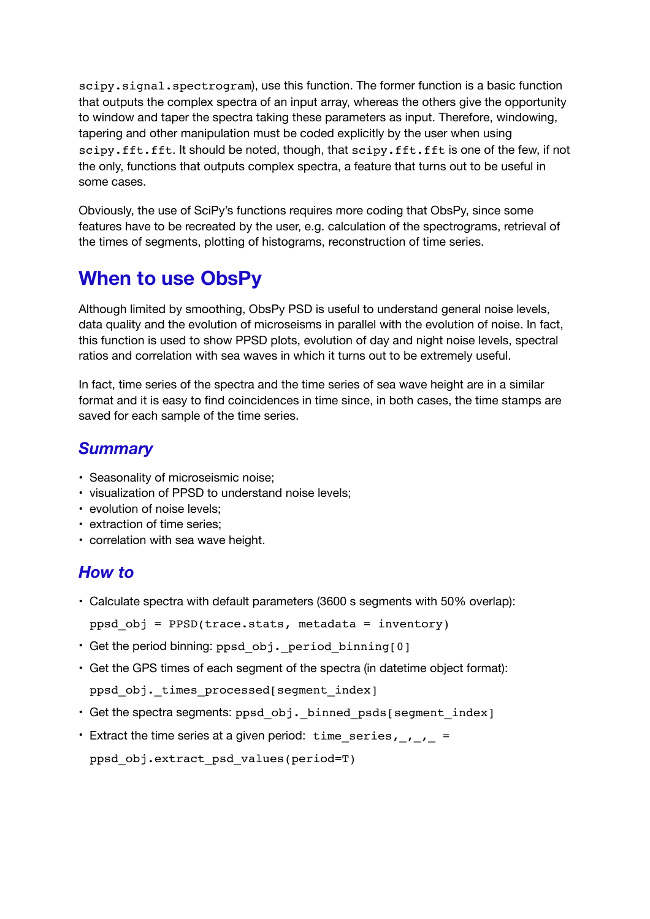`scipy.signal.spectrogram`), use this function. The former function is a basic function that outputs the complex spectra of an input array, whereas the others give the opportunity to window and taper the spectra taking these parameters as input. Therefore, windowing, tapering and other manipulation must be coded explicitly by the user when using `scipy.fft.fft`. It should be noted, though, that `scipy.fft.fft` is one of the few, if not the only, functions that outputs complex spectra, a feature that turns out to be useful in some cases.

Obviously, the use of SciPy's functions requires more coding that ObsPy, since some features have to be recreated by the user, e.g. calculation of the spectrograms, retrieval of the times of segments, plotting of histograms, reconstruction of time series.

## When to use ObsPy

Although limited by smoothing, ObsPy PSD is useful to understand general noise levels, data quality and the evolution of microseisms in parallel with the evolution of noise. In fact, this function is used to show PPSD plots, evolution of day and night noise levels, spectral ratios and correlation with sea waves in which it turns out to be extremely useful.

In fact, time series of the spectra and the time series of sea wave height are in a similar format and it is easy to find coincidences in time since, in both cases, the time stamps are saved for each sample of the time series.

### *Summary*

- Seasonality of microseismic noise;
- visualization of PPSD to understand noise levels;
- evolution of noise levels;
- extraction of time series;
- correlation with sea wave height.

### *How to*

- Calculate spectra with default parameters (3600 s segments with 50% overlap):

  `ppsd_obj = PPSD(trace.stats, metadata = inventory)`
- Get the period binning: `ppsd_obj._period_binning[0]`
- Get the GPS times of each segment of the spectra (in datetime object format):

  `ppsd_obj._times_processed[segment_index]`
- Get the spectra segments: `ppsd_obj._binned_psds[segment_index]`
- Extract the time series at a given period: `time_series,_,_,_ = ppsd_obj.extract_psd_values(period=T)`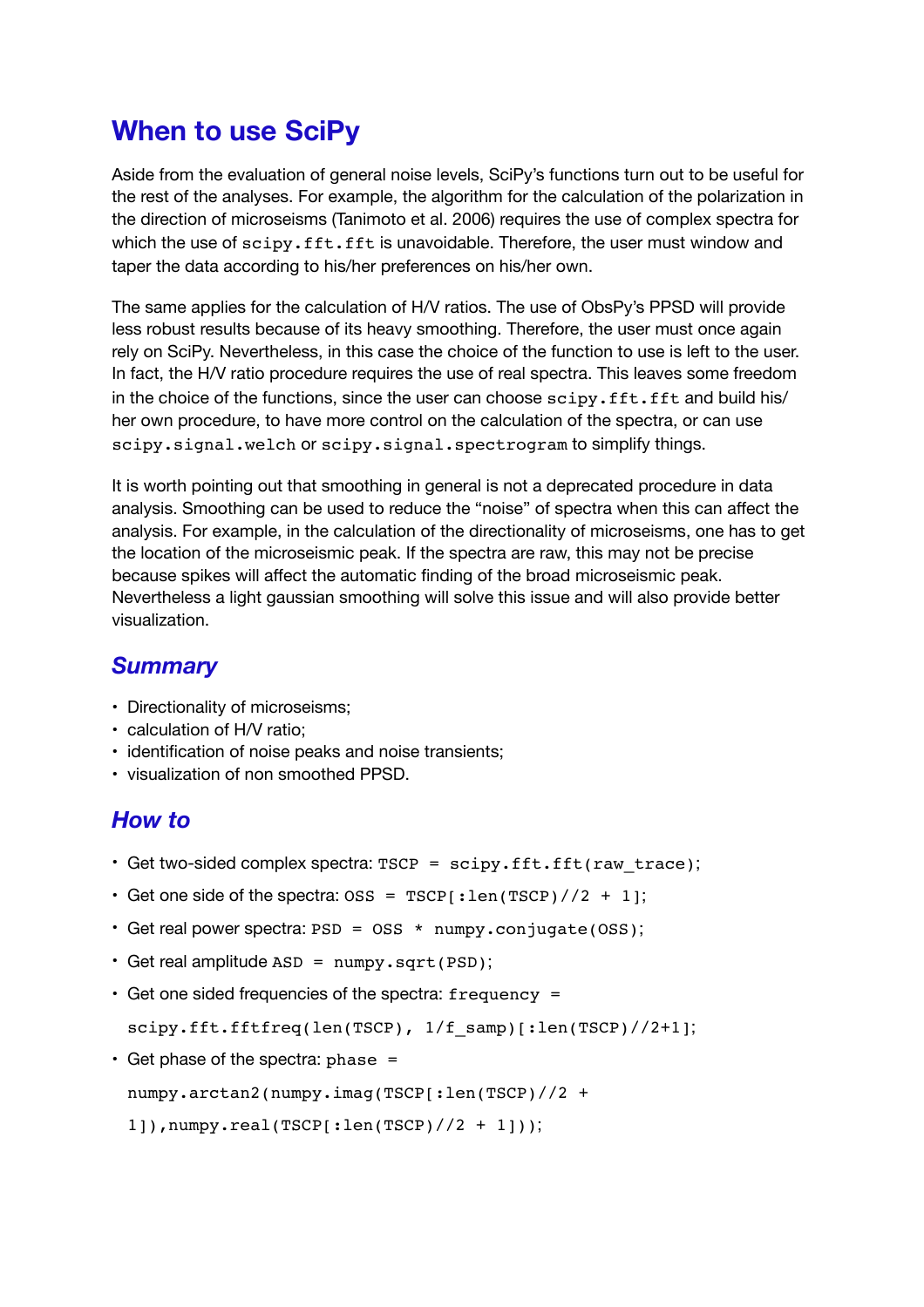# When to use SciPy

Aside from the evaluation of general noise levels, SciPy's functions turn out to be useful for the rest of the analyses. For example, the algorithm for the calculation of the polarization in the direction of microseisms (Tanimoto et al. 2006) requires the use of complex spectra for which the use of `scipy.fft.fft` is unavoidable. Therefore, the user must window and taper the data according to his/her preferences on his/her own.

The same applies for the calculation of H/V ratios. The use of ObsPy's PPSD will provide less robust results because of its heavy smoothing. Therefore, the user must once again rely on SciPy. Nevertheless, in this case the choice of the function to use is left to the user. In fact, the H/V ratio procedure requires the use of real spectra. This leaves some freedom in the choice of the functions, since the user can choose `scipy.fft.fft` and build his/her own procedure, to have more control on the calculation of the spectra, or can use `scipy.signal.welch` or `scipy.signal.spectrogram` to simplify things.

It is worth pointing out that smoothing in general is not a deprecated procedure in data analysis. Smoothing can be used to reduce the "noise" of spectra when this can affect the analysis. For example, in the calculation of the directionality of microseisms, one has to get the location of the microseismic peak. If the spectra are raw, this may not be precise because spikes will affect the automatic finding of the broad microseismic peak. Nevertheless a light gaussian smoothing will solve this issue and will also provide better visualization.

## *Summary*

- Directionality of microseisms;
- calculation of H/V ratio;
- identification of noise peaks and noise transients;
- visualization of non smoothed PPSD.

## *How to*

- Get two-sided complex spectra: `TSCP = scipy.fft.fft(raw_trace);`
- Get one side of the spectra: `OSS = TSCP[:len(TSCP)//2 + 1];`
- Get real power spectra: `PSD = OSS * numpy.conjugate(OSS);`
- Get real amplitude `ASD = numpy.sqrt(PSD);`
- Get one sided frequencies of the spectra: `frequency = scipy.fft.fftfreq(len(TSCP), 1/f_samp)[:len(TSCP)//2+1];`
- Get phase of the spectra: `phase = numpy.arctan2(numpy.imag(TSCP[:len(TSCP)//2 + 1]),numpy.real(TSCP[:len(TSCP)//2 + 1]));`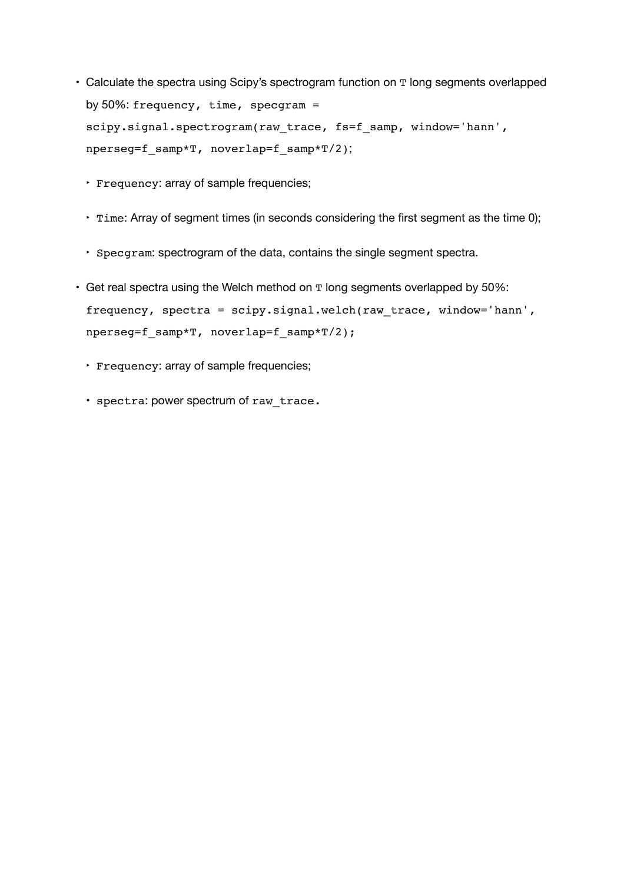- Calculate the spectra using Scipy's spectrogram function on `T` long segments overlapped by 50%: `frequency, time, specgram = scipy.signal.spectrogram(raw_trace, fs=f_samp, window='hann', nperseg=f_samp*T, noverlap=f_samp*T/2);`
  - `Frequency`: array of sample frequencies;
  - `Time`: Array of segment times (in seconds considering the first segment as the time 0);
  - `Specgram`: spectrogram of the data, contains the single segment spectra.
- Get real spectra using the Welch method on `T` long segments overlapped by 50%: `frequency, spectra = scipy.signal.welch(raw_trace, window='hann', nperseg=f_samp*T, noverlap=f_samp*T/2);`
  - `Frequency`: array of sample frequencies;
  - `spectra`: power spectrum of `raw_trace`.